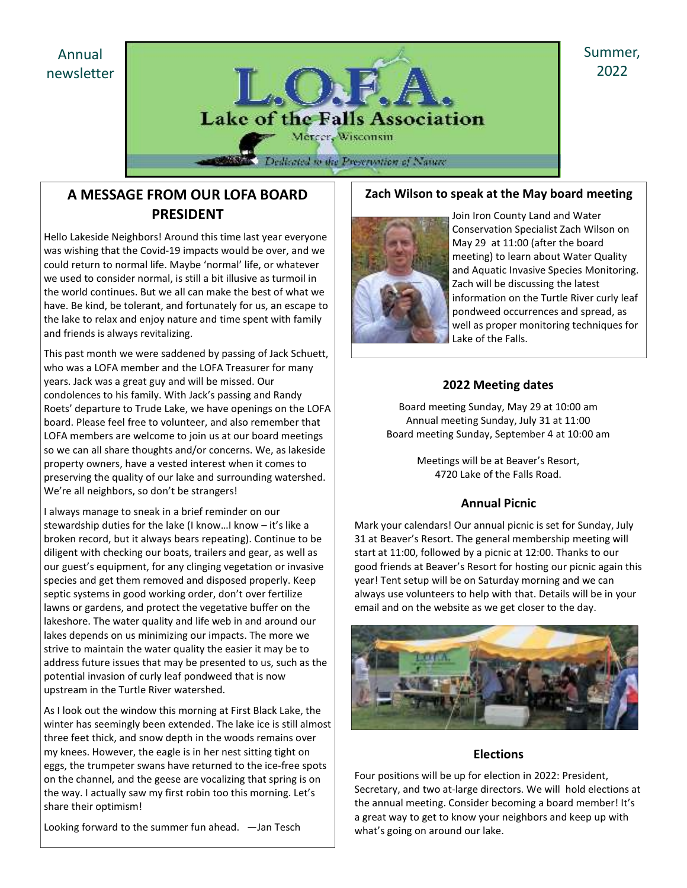Annual newsletter

# L.O.F.A.

## Lake of the Falls Association

Mercer, Wisconsin

*Dedicated to the Preservation of Nature*

Summer, 2022

## A MESSAGE FROM OUR LOFA BOARD PRESIDENT

Hello Lakeside Neighbors! Around this time last year everyone was wishing that the Covid-19 impacts would be over, and we could return to normal life. Maybe 'normal' life, or whatever we used to consider normal, is still a bit illusive as turmoil in the world continues. But we all can make the best of what we have. Be kind, be tolerant, and fortunately for us, an escape to the lake to relax and enjoy nature and time spent with family and friends is always revitalizing.

This past month we were saddened by passing of Jack Schuett, who was a LOFA member and the LOFA Treasurer for many years. Jack was a great guy and will be missed. Our condolences to his family. With Jack's passing and Randy Roets' departure to Trude Lake, we have openings on the LOFA board. Please feel free to volunteer, and also remember that LOFA members are welcome to join us at our board meetings so we can all share thoughts and/or concerns. We, as lakeside property owners, have a vested interest when it comes to preserving the quality of our lake and surrounding watershed. We're all neighbors, so don't be strangers!

I always manage to sneak in a brief reminder on our stewardship duties for the lake (I know…I know – it's like a broken record, but it always bears repeating). Continue to be diligent with checking our boats, trailers and gear, as well as our guest's equipment, for any clinging vegetation or invasive species and get them removed and disposed properly. Keep septic systems in good working order, don't over fertilize lawns or gardens, and protect the vegetative buffer on the lakeshore. The water quality and life web in and around our lakes depends on us minimizing our impacts. The more we strive to maintain the water quality the easier it may be to address future issues that may be presented to us, such as the potential invasion of curly leaf pondweed that is now upstream in the Turtle River watershed.

As I look out the window this morning at First Black Lake, the winter has seemingly been extended. The lake ice is still almost three feet thick, and snow depth in the woods remains over my knees. However, the eagle is in her nest sitting tight on eggs, the trumpeter swans have returned to the ice-free spots on the channel, and the geese are vocalizing that spring is on the way. I actually saw my first robin too this morning. Let's share their optimism!

Looking forward to the summer fun ahead. —Jan Tesch

### Zach Wilson to speak at the May board meeting

Join Iron County Land and Water Conservation Specialist Zach Wilson on May 29 at 11:00 (after the board meeting) to learn about Water Quality and Aquatic Invasive Species Monitoring. Zach will be discussing the latest information on the Turtle River curly leaf pondweed occurrences and spread, as well as proper monitoring techniques for Lake of the Falls.

### 2022 Meeting dates

Board meeting Sunday, May 29 at 10:00 am
Annual meeting Sunday, July 31 at 11:00
Board meeting Sunday, September 4 at 10:00 am

Meetings will be at Beaver's Resort,
4720 Lake of the Falls Road.

### Annual Picnic

Mark your calendars! Our annual picnic is set for Sunday, July 31 at Beaver's Resort. The general membership meeting will start at 11:00, followed by a picnic at 12:00. Thanks to our good friends at Beaver's Resort for hosting our picnic again this year! Tent setup will be on Saturday morning and we can always use volunteers to help with that. Details will be in your email and on the website as we get closer to the day.

### Elections

Four positions will be up for election in 2022: President, Secretary, and two at-large directors. We will hold elections at the annual meeting. Consider becoming a board member! It's a great way to get to know your neighbors and keep up with what's going on around our lake.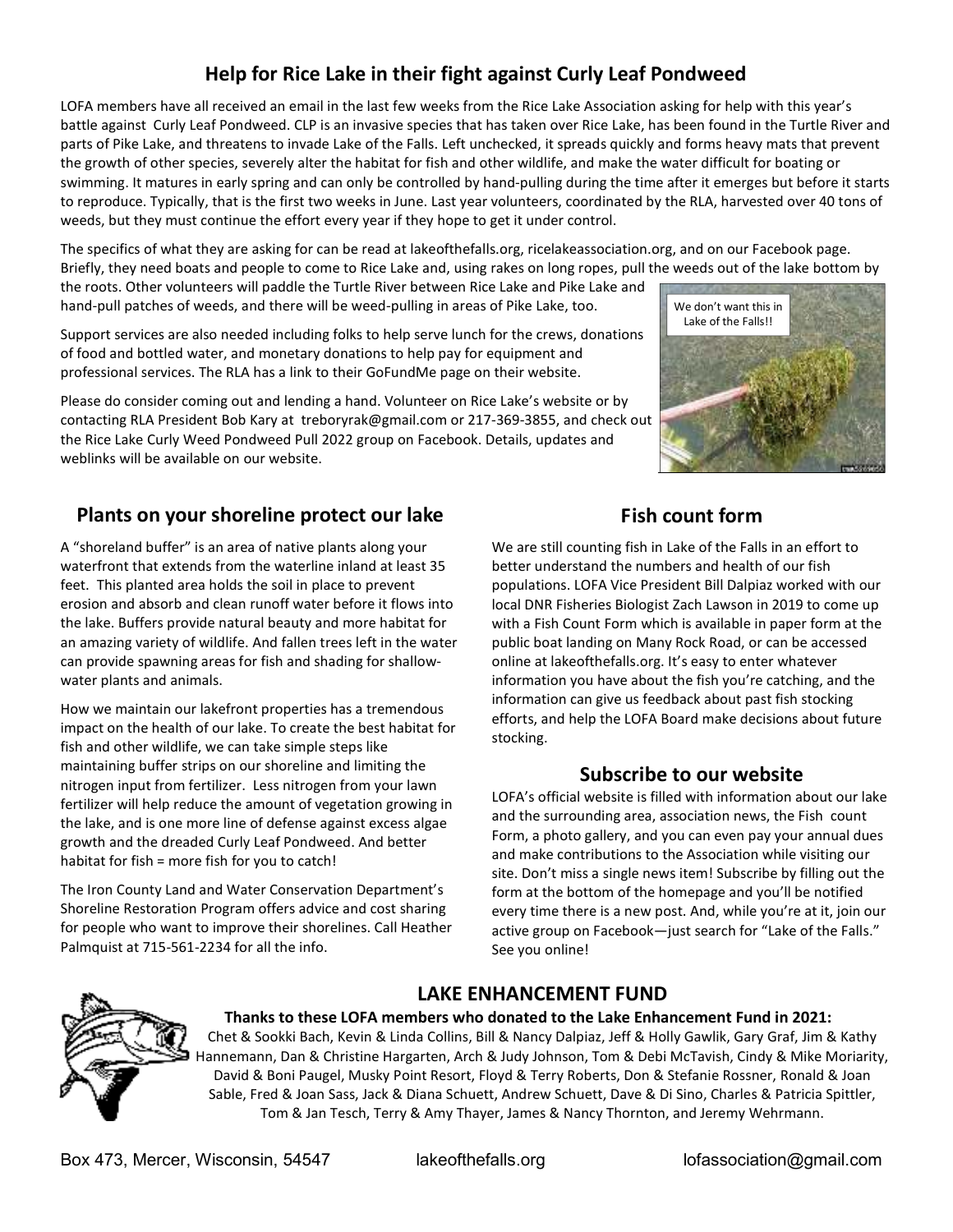## Help for Rice Lake in their fight against Curly Leaf Pondweed

LOFA members have all received an email in the last few weeks from the Rice Lake Association asking for help with this year's battle against Curly Leaf Pondweed. CLP is an invasive species that has taken over Rice Lake, has been found in the Turtle River and parts of Pike Lake, and threatens to invade Lake of the Falls. Left unchecked, it spreads quickly and forms heavy mats that prevent the growth of other species, severely alter the habitat for fish and other wildlife, and make the water difficult for boating or swimming. It matures in early spring and can only be controlled by hand-pulling during the time after it emerges but before it starts to reproduce. Typically, that is the first two weeks in June. Last year volunteers, coordinated by the RLA, harvested over 40 tons of weeds, but they must continue the effort every year if they hope to get it under control.

The specifics of what they are asking for can be read at lakeofthefalls.org, ricelakeassociation.org, and on our Facebook page. Briefly, they need boats and people to come to Rice Lake and, using rakes on long ropes, pull the weeds out of the lake bottom by the roots. Other volunteers will paddle the Turtle River between Rice Lake and Pike Lake and hand-pull patches of weeds, and there will be weed-pulling in areas of Pike Lake, too.

Support services are also needed including folks to help serve lunch for the crews, donations of food and bottled water, and monetary donations to help pay for equipment and professional services. The RLA has a link to their GoFundMe page on their website.

Please do consider coming out and lending a hand. Volunteer on Rice Lake's website or by contacting RLA President Bob Kary at treboryrak@gmail.com or 217-369-3855, and check out the Rice Lake Curly Weed Pondweed Pull 2022 group on Facebook. Details, updates and weblinks will be available on our website.

We don't want this in Lake of the Falls!!

## Plants on your shoreline protect our lake

A "shoreland buffer" is an area of native plants along your waterfront that extends from the waterline inland at least 35 feet. This planted area holds the soil in place to prevent erosion and absorb and clean runoff water before it flows into the lake. Buffers provide natural beauty and more habitat for an amazing variety of wildlife. And fallen trees left in the water can provide spawning areas for fish and shading for shallow-water plants and animals.

How we maintain our lakefront properties has a tremendous impact on the health of our lake. To create the best habitat for fish and other wildlife, we can take simple steps like maintaining buffer strips on our shoreline and limiting the nitrogen input from fertilizer. Less nitrogen from your lawn fertilizer will help reduce the amount of vegetation growing in the lake, and is one more line of defense against excess algae growth and the dreaded Curly Leaf Pondweed. And better habitat for fish = more fish for you to catch!

The Iron County Land and Water Conservation Department's Shoreline Restoration Program offers advice and cost sharing for people who want to improve their shorelines. Call Heather Palmquist at 715-561-2234 for all the info.

## Fish count form

We are still counting fish in Lake of the Falls in an effort to better understand the numbers and health of our fish populations. LOFA Vice President Bill Dalpiaz worked with our local DNR Fisheries Biologist Zach Lawson in 2019 to come up with a Fish Count Form which is available in paper form at the public boat landing on Many Rock Road, or can be accessed online at lakeofthefalls.org. It's easy to enter whatever information you have about the fish you're catching, and the information can give us feedback about past fish stocking efforts, and help the LOFA Board make decisions about future stocking.

## Subscribe to our website

LOFA's official website is filled with information about our lake and the surrounding area, association news, the Fish count Form, a photo gallery, and you can even pay your annual dues and make contributions to the Association while visiting our site. Don't miss a single news item! Subscribe by filling out the form at the bottom of the homepage and you'll be notified every time there is a new post. And, while you're at it, join our active group on Facebook—just search for "Lake of the Falls." See you online!

## LAKE ENHANCEMENT FUND

**Thanks to these LOFA members who donated to the Lake Enhancement Fund in 2021:**

Chet & Sookki Bach, Kevin & Linda Collins, Bill & Nancy Dalpiaz, Jeff & Holly Gawlik, Gary Graf, Jim & Kathy Hannemann, Dan & Christine Hargarten, Arch & Judy Johnson, Tom & Debi McTavish, Cindy & Mike Moriarity, David & Boni Paugel, Musky Point Resort, Floyd & Terry Roberts, Don & Stefanie Rossner, Ronald & Joan Sable, Fred & Joan Sass, Jack & Diana Schuett, Andrew Schuett, Dave & Di Sino, Charles & Patricia Spittler, Tom & Jan Tesch, Terry & Amy Thayer, James & Nancy Thornton, and Jeremy Wehrmann.

Box 473, Mercer, Wisconsin, 54547 lakeofthefalls.org lofassociation@gmail.com